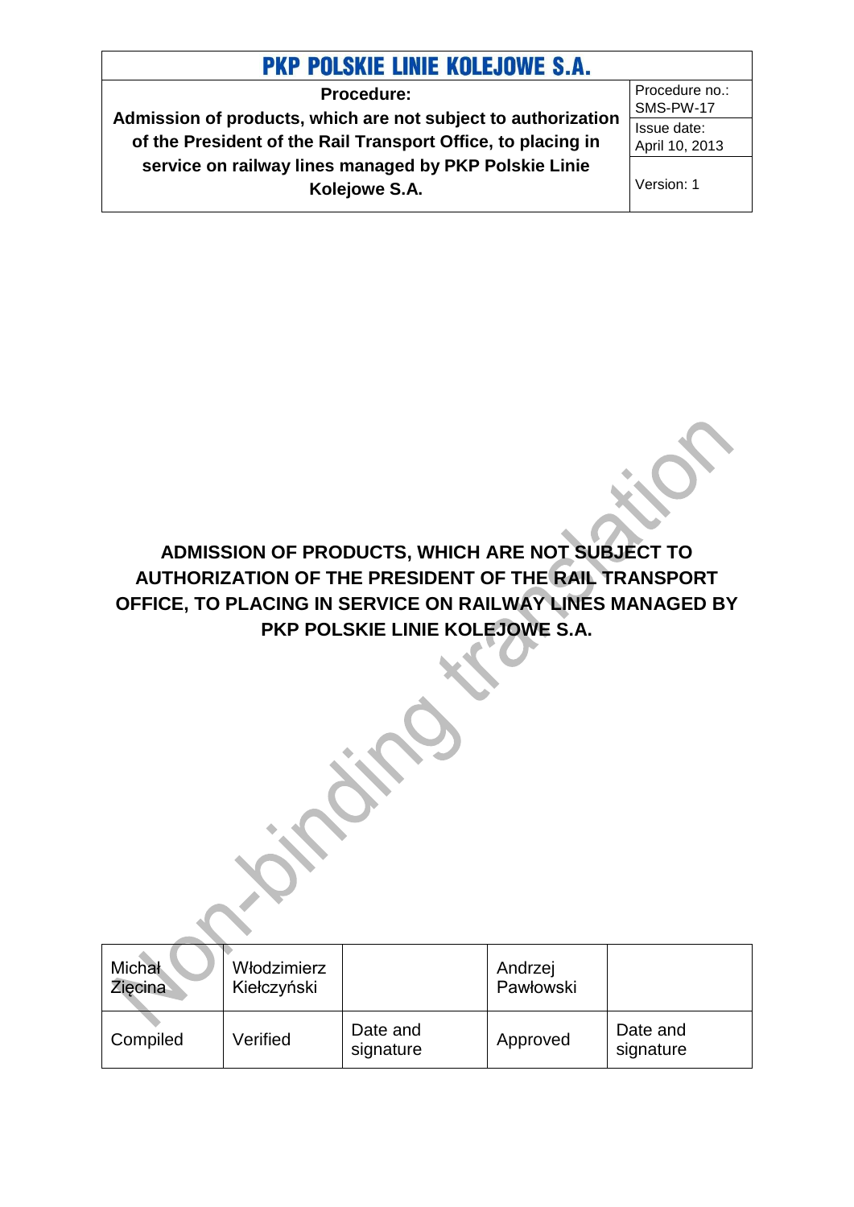| PKP POLSKIE LINIE KOLEJOWE S.A. | |
|---|---|
| **Procedure:**<br>**Admission of products, which are not subject to authorization of the President of the Rail Transport Office, to placing in service on railway lines managed by PKP Polskie Linie Kolejowe S.A.** | Procedure no.: SMS-PW-17 |
| | Issue date: April 10, 2013 |
| | Version: 1 |

# ADMISSION OF PRODUCTS, WHICH ARE NOT SUBJECT TO AUTHORIZATION OF THE PRESIDENT OF THE RAIL TRANSPORT OFFICE, TO PLACING IN SERVICE ON RAILWAY LINES MANAGED BY PKP POLSKIE LINIE KOLEJOWE S.A.

Non-binding translation

| Michał Zięcina | Włodzimierz Kiełczyński | | Andrzej Pawłowski | |
|---|---|---|---|---|
| Compiled | Verified | Date and signature | Approved | Date and signature |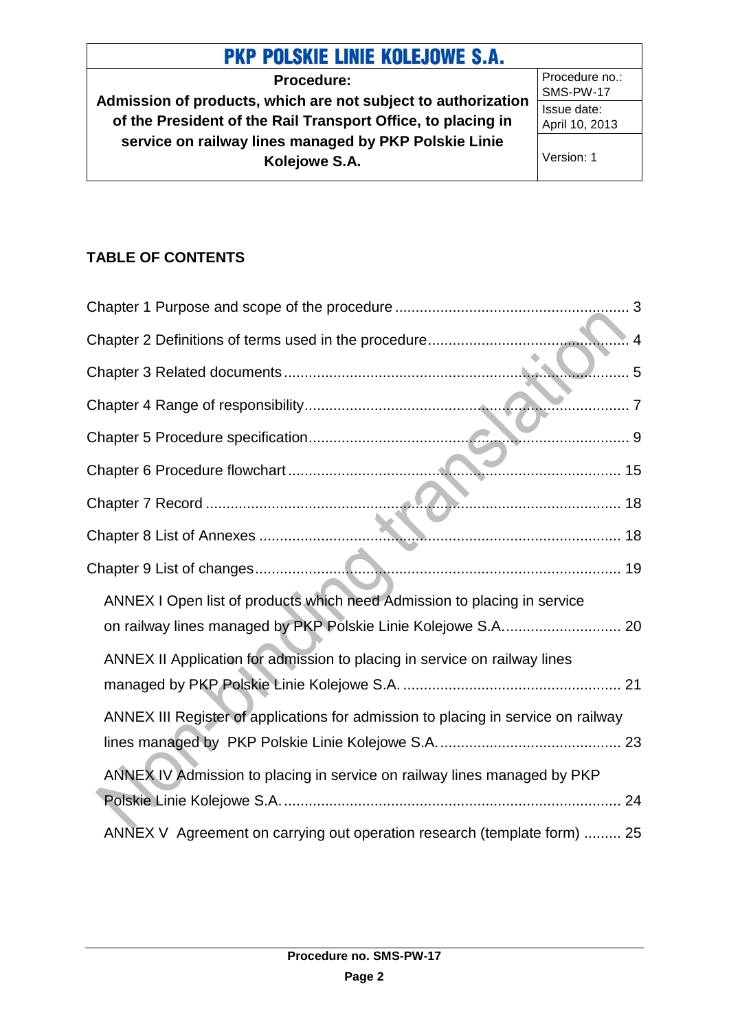## TABLE OF CONTENTS

Chapter 1 Purpose and scope of the procedure ........................................................ 3

Chapter 2 Definitions of terms used in the procedure................................................ 4

Chapter 3 Related documents .................................................................................... 5

Chapter 4 Range of responsibility.............................................................................. 7

Chapter 5 Procedure specification............................................................................. 9

Chapter 6 Procedure flowchart ................................................................................ 15

Chapter 7 Record .................................................................................................... 18

Chapter 8 List of Annexes ....................................................................................... 18

Chapter 9 List of changes........................................................................................ 19

ANNEX I Open list of products which need Admission to placing in service on railway lines managed by PKP Polskie Linie Kolejowe S.A. ............................ 20

ANNEX II Application for admission to placing in service on railway lines managed by PKP Polskie Linie Kolejowe S.A. .................................................... 21

ANNEX III Register of applications for admission to placing in service on railway lines managed by PKP Polskie Linie Kolejowe S.A. ............................................ 23

ANNEX IV Admission to placing in service on railway lines managed by PKP Polskie Linie Kolejowe S.A. .................................................................................. 24

ANNEX V Agreement on carrying out operation research (template form) ......... 25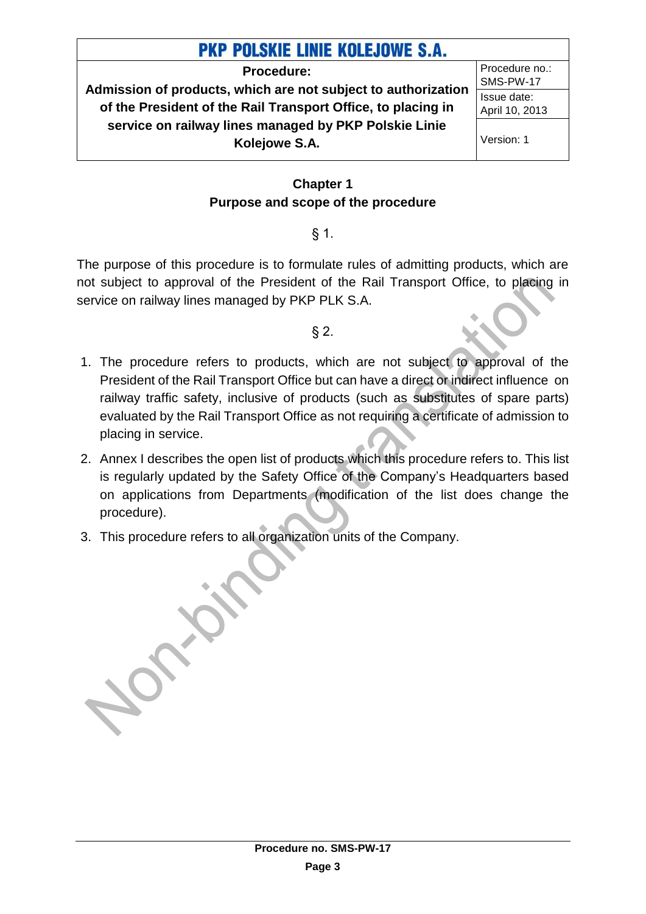## Chapter 1
## Purpose and scope of the procedure

§ 1.

The purpose of this procedure is to formulate rules of admitting products, which are not subject to approval of the President of the Rail Transport Office, to placing in service on railway lines managed by PKP PLK S.A.

§ 2.

1. The procedure refers to products, which are not subject to approval of the President of the Rail Transport Office but can have a direct or indirect influence on railway traffic safety, inclusive of products (such as substitutes of spare parts) evaluated by the Rail Transport Office as not requiring a certificate of admission to placing in service.
2. Annex I describes the open list of products which this procedure refers to. This list is regularly updated by the Safety Office of the Company's Headquarters based on applications from Departments (modification of the list does change the procedure).
3. This procedure refers to all organization units of the Company.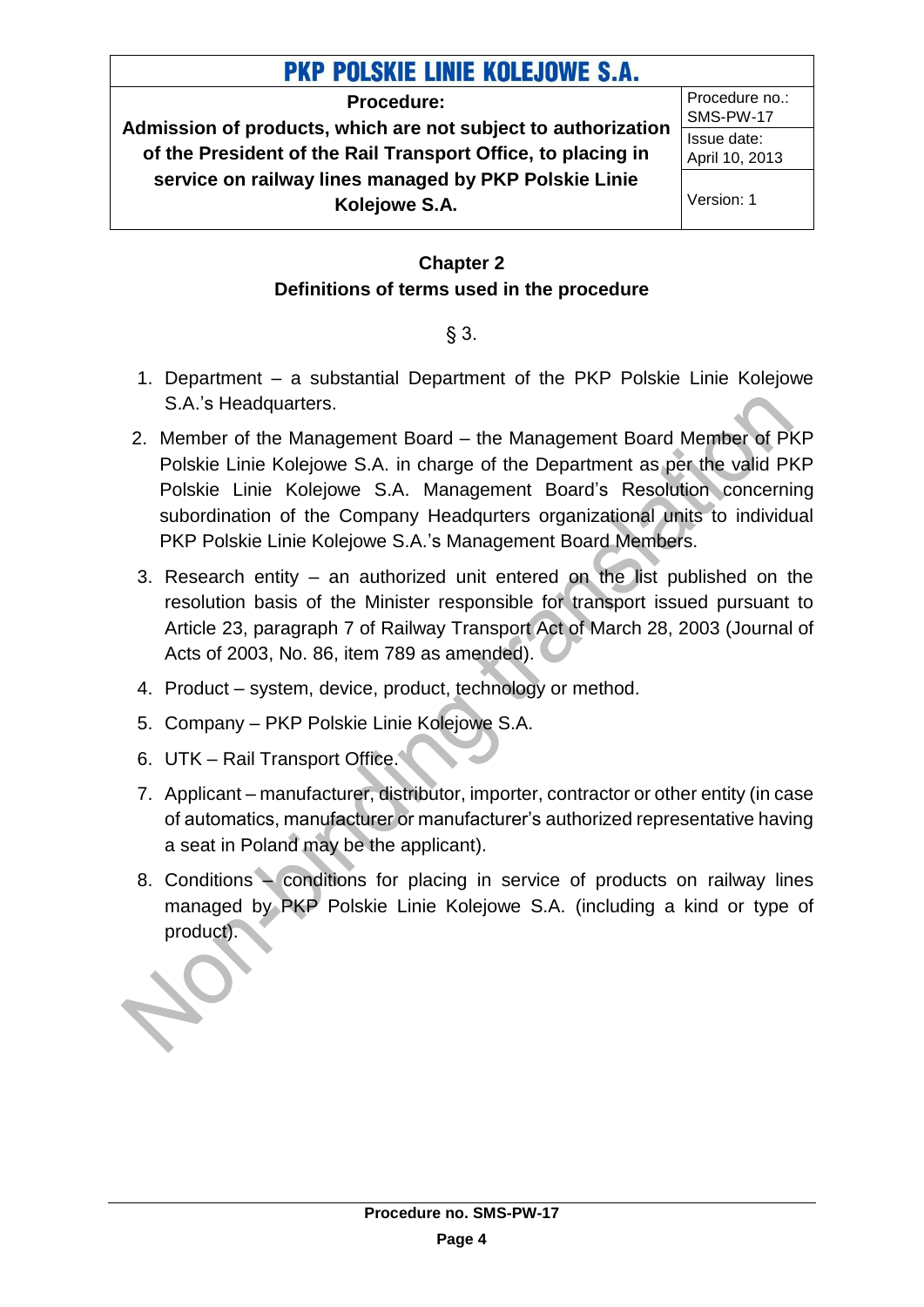## Chapter 2
## Definitions of terms used in the procedure

§ 3.

1. Department – a substantial Department of the PKP Polskie Linie Kolejowe S.A.'s Headquarters.
2. Member of the Management Board – the Management Board Member of PKP Polskie Linie Kolejowe S.A. in charge of the Department as per the valid PKP Polskie Linie Kolejowe S.A. Management Board's Resolution concerning subordination of the Company Headqurters organizational units to individual PKP Polskie Linie Kolejowe S.A.'s Management Board Members.
3. Research entity – an authorized unit entered on the list published on the resolution basis of the Minister responsible for transport issued pursuant to Article 23, paragraph 7 of Railway Transport Act of March 28, 2003 (Journal of Acts of 2003, No. 86, item 789 as amended).
4. Product – system, device, product, technology or method.
5. Company – PKP Polskie Linie Kolejowe S.A.
6. UTK – Rail Transport Office.
7. Applicant – manufacturer, distributor, importer, contractor or other entity (in case of automatics, manufacturer or manufacturer's authorized representative having a seat in Poland may be the applicant).
8. Conditions – conditions for placing in service of products on railway lines managed by PKP Polskie Linie Kolejowe S.A. (including a kind or type of product).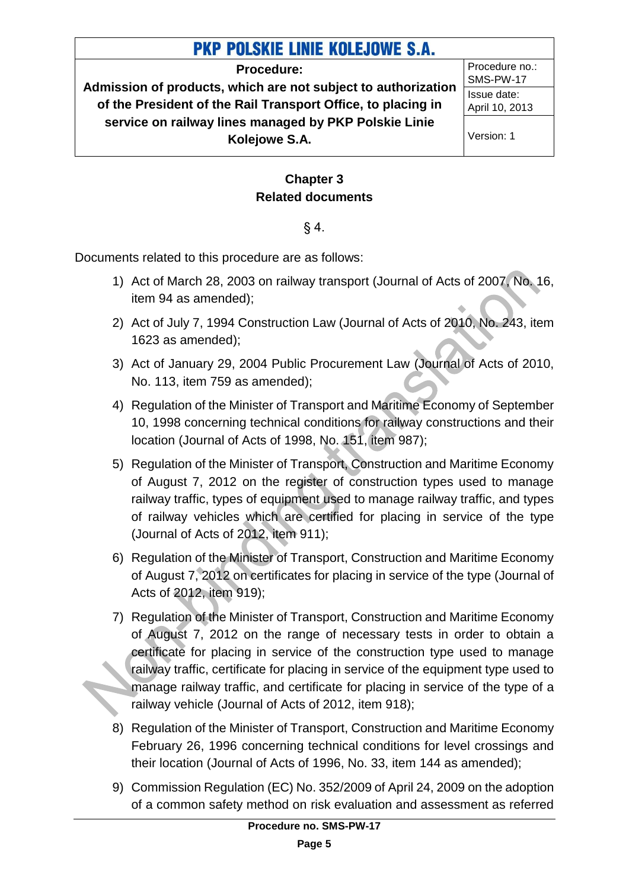## Chapter 3
## Related documents

§ 4.

Documents related to this procedure are as follows:

1) Act of March 28, 2003 on railway transport (Journal of Acts of 2007, No. 16, item 94 as amended);
2) Act of July 7, 1994 Construction Law (Journal of Acts of 2010, No. 243, item 1623 as amended);
3) Act of January 29, 2004 Public Procurement Law (Journal of Acts of 2010, No. 113, item 759 as amended);
4) Regulation of the Minister of Transport and Maritime Economy of September 10, 1998 concerning technical conditions for railway constructions and their location (Journal of Acts of 1998, No. 151, item 987);
5) Regulation of the Minister of Transport, Construction and Maritime Economy of August 7, 2012 on the register of construction types used to manage railway traffic, types of equipment used to manage railway traffic, and types of railway vehicles which are certified for placing in service of the type (Journal of Acts of 2012, item 911);
6) Regulation of the Minister of Transport, Construction and Maritime Economy of August 7, 2012 on certificates for placing in service of the type (Journal of Acts of 2012, item 919);
7) Regulation of the Minister of Transport, Construction and Maritime Economy of August 7, 2012 on the range of necessary tests in order to obtain a certificate for placing in service of the construction type used to manage railway traffic, certificate for placing in service of the equipment type used to manage railway traffic, and certificate for placing in service of the type of a railway vehicle (Journal of Acts of 2012, item 918);
8) Regulation of the Minister of Transport, Construction and Maritime Economy February 26, 1996 concerning technical conditions for level crossings and their location (Journal of Acts of 1996, No. 33, item 144 as amended);
9) Commission Regulation (EC) No. 352/2009 of April 24, 2009 on the adoption of a common safety method on risk evaluation and assessment as referred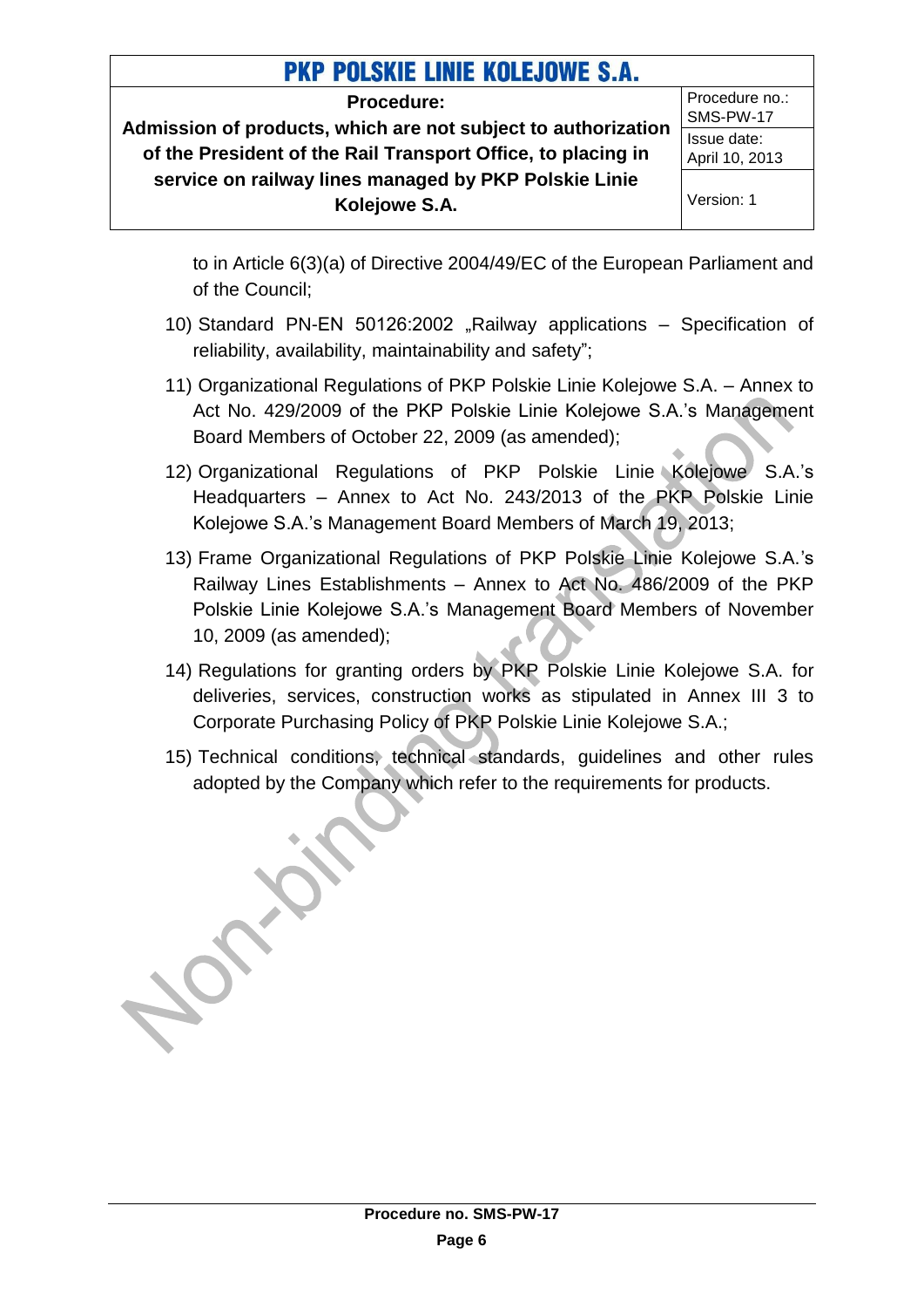to in Article 6(3)(a) of Directive 2004/49/EC of the European Parliament and of the Council;

10) Standard PN-EN 50126:2002 „Railway applications – Specification of reliability, availability, maintainability and safety";

11) Organizational Regulations of PKP Polskie Linie Kolejowe S.A. – Annex to Act No. 429/2009 of the PKP Polskie Linie Kolejowe S.A.'s Management Board Members of October 22, 2009 (as amended);

12) Organizational Regulations of PKP Polskie Linie Kolejowe S.A.'s Headquarters – Annex to Act No. 243/2013 of the PKP Polskie Linie Kolejowe S.A.'s Management Board Members of March 19, 2013;

13) Frame Organizational Regulations of PKP Polskie Linie Kolejowe S.A.'s Railway Lines Establishments – Annex to Act No. 486/2009 of the PKP Polskie Linie Kolejowe S.A.'s Management Board Members of November 10, 2009 (as amended);

14) Regulations for granting orders by PKP Polskie Linie Kolejowe S.A. for deliveries, services, construction works as stipulated in Annex III 3 to Corporate Purchasing Policy of PKP Polskie Linie Kolejowe S.A.;

15) Technical conditions, technical standards, guidelines and other rules adopted by the Company which refer to the requirements for products.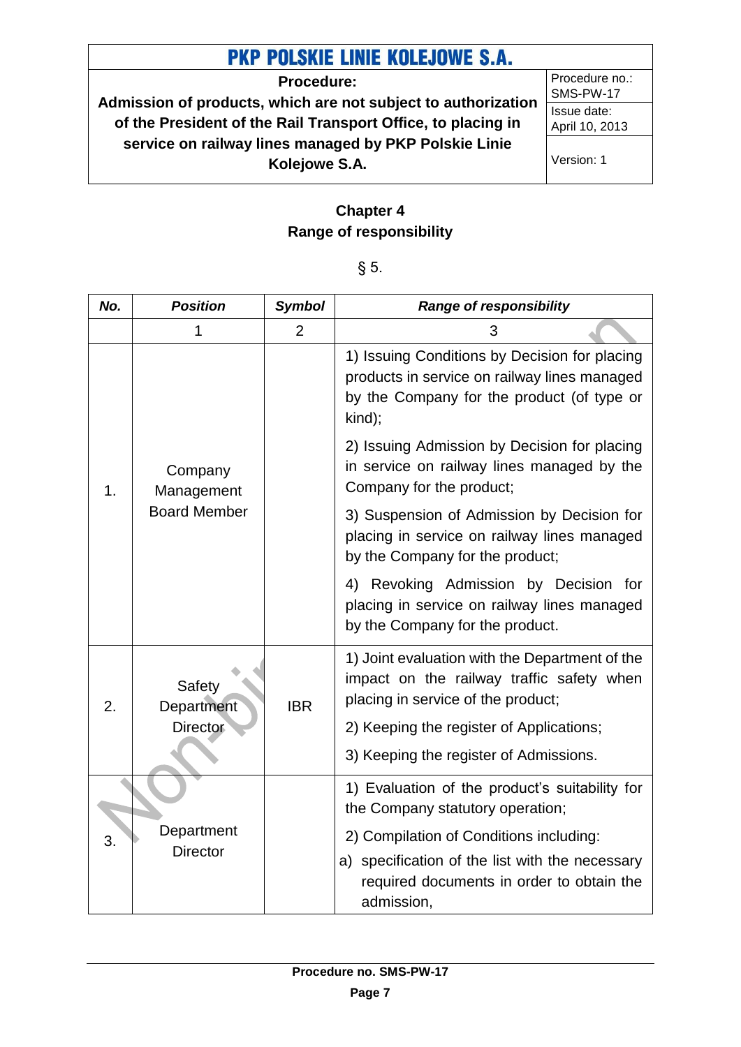## Chapter 4
## Range of responsibility

§ 5.

| No. | Position | Symbol | Range of responsibility |
|---|---|---|---|
| | 1 | 2 | 3 |
| 1. | Company Management Board Member | | 1) Issuing Conditions by Decision for placing products in service on railway lines managed by the Company for the product (of type or kind);<br>2) Issuing Admission by Decision for placing in service on railway lines managed by the Company for the product;<br>3) Suspension of Admission by Decision for placing in service on railway lines managed by the Company for the product;<br>4) Revoking Admission by Decision for placing in service on railway lines managed by the Company for the product. |
| 2. | Safety Department Director | IBR | 1) Joint evaluation with the Department of the impact on the railway traffic safety when placing in service of the product;<br>2) Keeping the register of Applications;<br>3) Keeping the register of Admissions. |
| 3. | Department Director | | 1) Evaluation of the product's suitability for the Company statutory operation;<br>2) Compilation of Conditions including:<br>a) specification of the list with the necessary required documents in order to obtain the admission, |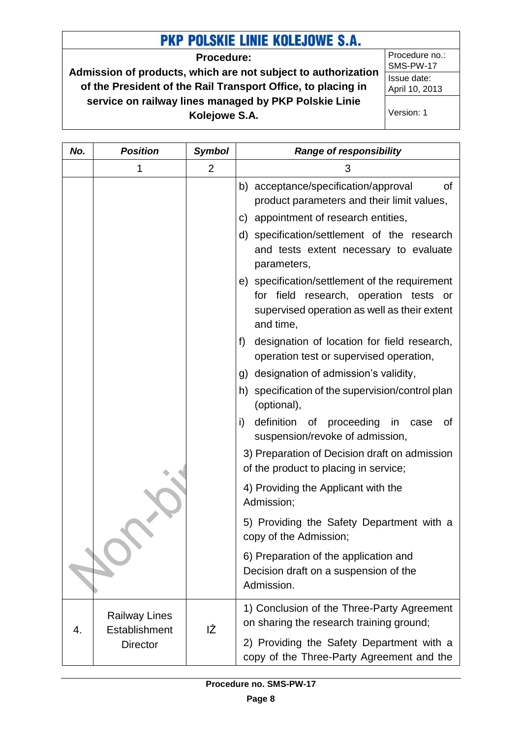| No. | Position | Symbol | Range of responsibility |
|---|---|---|---|
| | 1 | 2 | 3 |
| | | | b) acceptance/specification/approval of product parameters and their limit values,<br>c) appointment of research entities,<br>d) specification/settlement of the research and tests extent necessary to evaluate parameters,<br>e) specification/settlement of the requirement for field research, operation tests or supervised operation as well as their extent and time,<br>f) designation of location for field research, operation test or supervised operation,<br>g) designation of admission's validity,<br>h) specification of the supervision/control plan (optional),<br>i) definition of proceeding in case of suspension/revoke of admission,<br>3) Preparation of Decision draft on admission of the product to placing in service;<br>4) Providing the Applicant with the Admission;<br>5) Providing the Safety Department with a copy of the Admission;<br>6) Preparation of the application and Decision draft on a suspension of the Admission. |
| 4. | Railway Lines Establishment Director | IŻ | 1) Conclusion of the Three-Party Agreement on sharing the research training ground;<br>2) Providing the Safety Department with a copy of the Three-Party Agreement and the |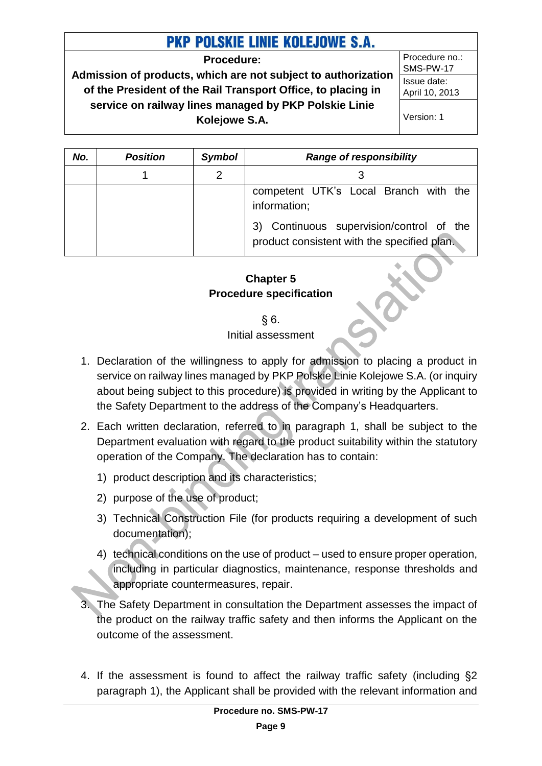| No. | Position | Symbol | Range of responsibility |
| --- | --- | --- | --- |
| | 1 | 2 | 3 |
| | | | competent UTK's Local Branch with the information;<br>3) Continuous supervision/control of the product consistent with the specified plan. |

## Chapter 5
## Procedure specification

### § 6.
### Initial assessment

1. Declaration of the willingness to apply for admission to placing a product in service on railway lines managed by PKP Polskie Linie Kolejowe S.A. (or inquiry about being subject to this procedure) is provided in writing by the Applicant to the Safety Department to the address of the Company's Headquarters.
2. Each written declaration, referred to in paragraph 1, shall be subject to the Department evaluation with regard to the product suitability within the statutory operation of the Company. The declaration has to contain:
   1) product description and its characteristics;
   2) purpose of the use of product;
   3) Technical Construction File (for products requiring a development of such documentation);
   4) technical conditions on the use of product – used to ensure proper operation, including in particular diagnostics, maintenance, response thresholds and appropriate countermeasures, repair.
3. The Safety Department in consultation the Department assesses the impact of the product on the railway traffic safety and then informs the Applicant on the outcome of the assessment.
4. If the assessment is found to affect the railway traffic safety (including §2 paragraph 1), the Applicant shall be provided with the relevant information and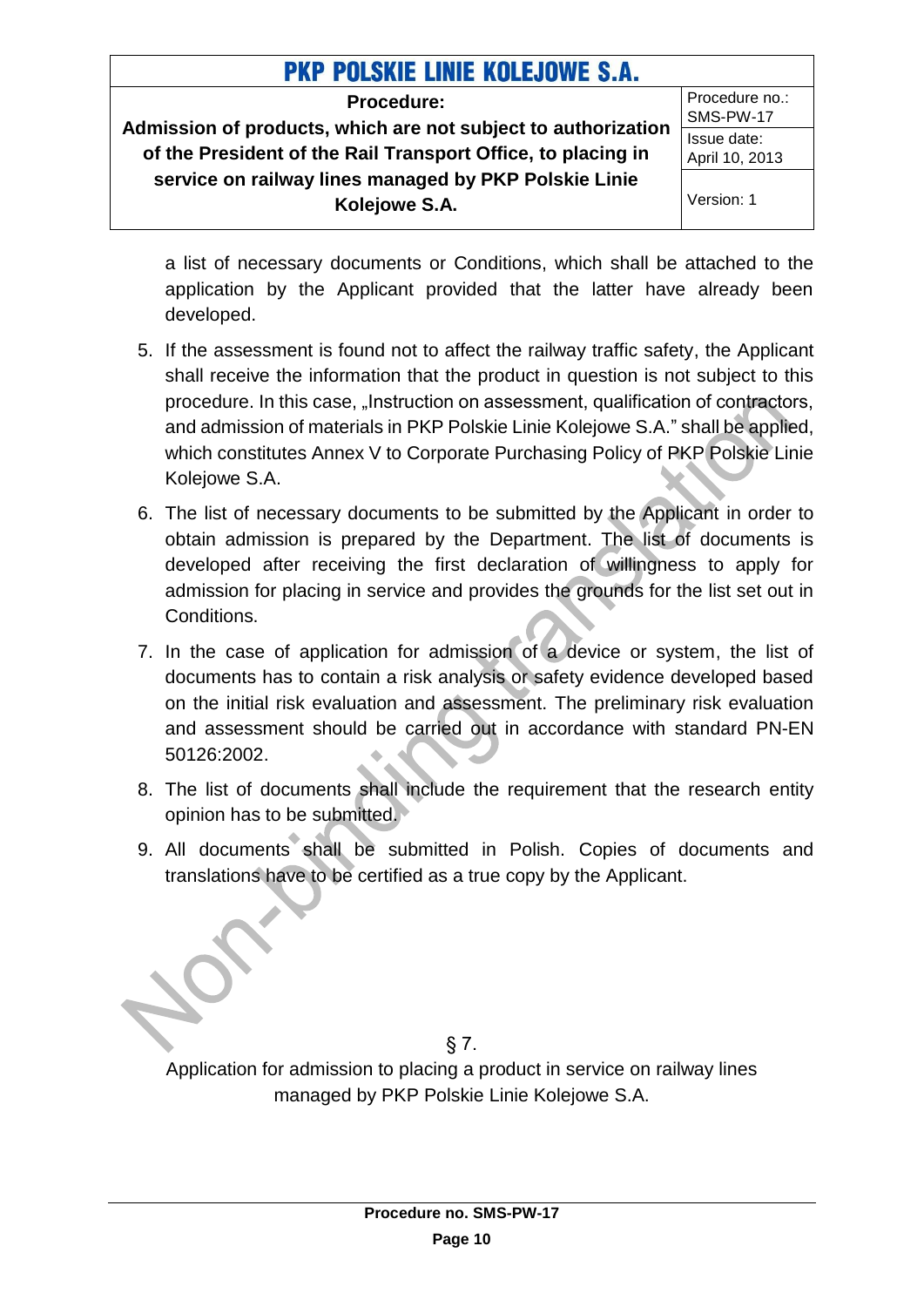a list of necessary documents or Conditions, which shall be attached to the application by the Applicant provided that the latter have already been developed.

5. If the assessment is found not to affect the railway traffic safety, the Applicant shall receive the information that the product in question is not subject to this procedure. In this case, „Instruction on assessment, qualification of contractors, and admission of materials in PKP Polskie Linie Kolejowe S.A." shall be applied, which constitutes Annex V to Corporate Purchasing Policy of PKP Polskie Linie Kolejowe S.A.
6. The list of necessary documents to be submitted by the Applicant in order to obtain admission is prepared by the Department. The list of documents is developed after receiving the first declaration of willingness to apply for admission for placing in service and provides the grounds for the list set out in Conditions.
7. In the case of application for admission of a device or system, the list of documents has to contain a risk analysis or safety evidence developed based on the initial risk evaluation and assessment. The preliminary risk evaluation and assessment should be carried out in accordance with standard PN-EN 50126:2002.
8. The list of documents shall include the requirement that the research entity opinion has to be submitted.
9. All documents shall be submitted in Polish. Copies of documents and translations have to be certified as a true copy by the Applicant.

## § 7.
## Application for admission to placing a product in service on railway lines managed by PKP Polskie Linie Kolejowe S.A.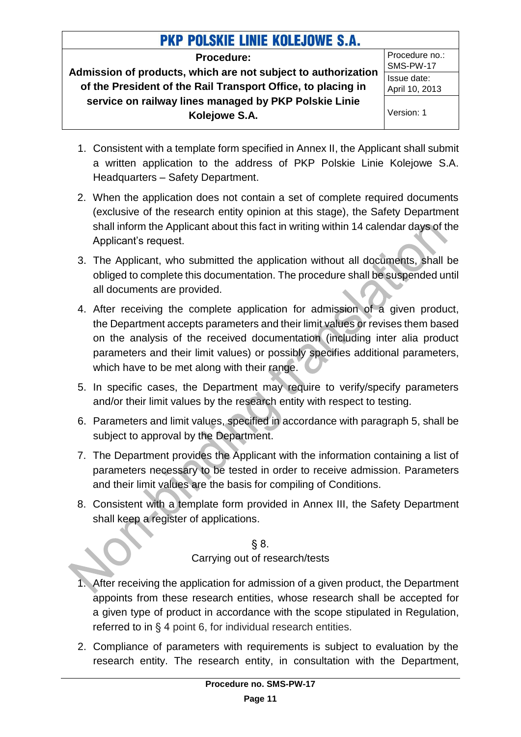1. Consistent with a template form specified in Annex II, the Applicant shall submit a written application to the address of PKP Polskie Linie Kolejowe S.A. Headquarters – Safety Department.
2. When the application does not contain a set of complete required documents (exclusive of the research entity opinion at this stage), the Safety Department shall inform the Applicant about this fact in writing within 14 calendar days of the Applicant's request.
3. The Applicant, who submitted the application without all documents, shall be obliged to complete this documentation. The procedure shall be suspended until all documents are provided.
4. After receiving the complete application for admission of a given product, the Department accepts parameters and their limit values or revises them based on the analysis of the received documentation (including inter alia product parameters and their limit values) or possibly specifies additional parameters, which have to be met along with their range.
5. In specific cases, the Department may require to verify/specify parameters and/or their limit values by the research entity with respect to testing.
6. Parameters and limit values, specified in accordance with paragraph 5, shall be subject to approval by the Department.
7. The Department provides the Applicant with the information containing a list of parameters necessary to be tested in order to receive admission. Parameters and their limit values are the basis for compiling of Conditions.
8. Consistent with a template form provided in Annex III, the Safety Department shall keep a register of applications.

## § 8.
## Carrying out of research/tests

1. After receiving the application for admission of a given product, the Department appoints from these research entities, whose research shall be accepted for a given type of product in accordance with the scope stipulated in Regulation, referred to in § 4 point 6, for individual research entities.
2. Compliance of parameters with requirements is subject to evaluation by the research entity. The research entity, in consultation with the Department,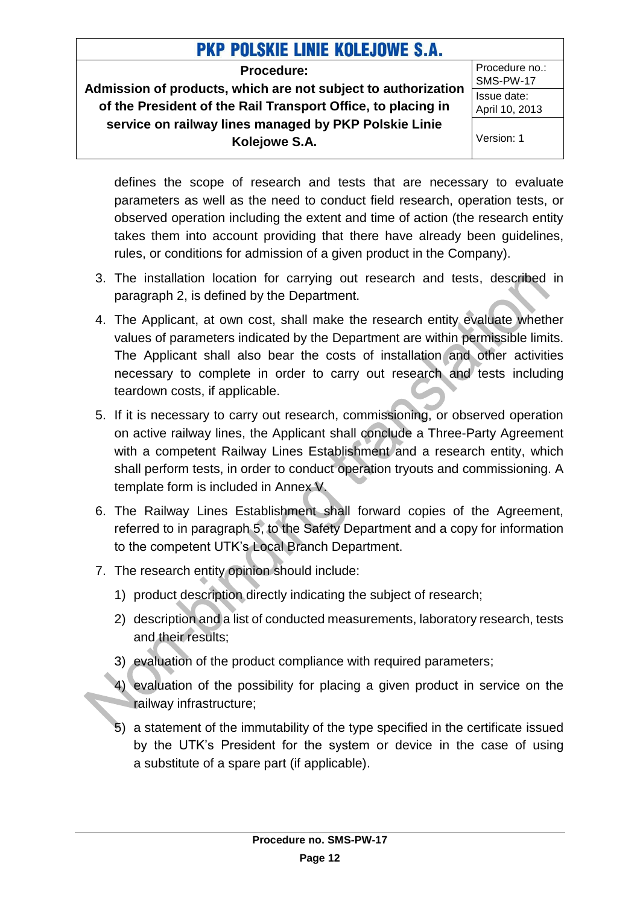defines the scope of research and tests that are necessary to evaluate parameters as well as the need to conduct field research, operation tests, or observed operation including the extent and time of action (the research entity takes them into account providing that there have already been guidelines, rules, or conditions for admission of a given product in the Company).

3. The installation location for carrying out research and tests, described in paragraph 2, is defined by the Department.
4. The Applicant, at own cost, shall make the research entity evaluate whether values of parameters indicated by the Department are within permissible limits. The Applicant shall also bear the costs of installation and other activities necessary to complete in order to carry out research and tests including teardown costs, if applicable.
5. If it is necessary to carry out research, commissioning, or observed operation on active railway lines, the Applicant shall conclude a Three-Party Agreement with a competent Railway Lines Establishment and a research entity, which shall perform tests, in order to conduct operation tryouts and commissioning. A template form is included in Annex V.
6. The Railway Lines Establishment shall forward copies of the Agreement, referred to in paragraph 5, to the Safety Department and a copy for information to the competent UTK's Local Branch Department.
7. The research entity opinion should include:
   1) product description directly indicating the subject of research;
   2) description and a list of conducted measurements, laboratory research, tests and their results;
   3) evaluation of the product compliance with required parameters;
   4) evaluation of the possibility for placing a given product in service on the railway infrastructure;
   5) a statement of the immutability of the type specified in the certificate issued by the UTK's President for the system or device in the case of using a substitute of a spare part (if applicable).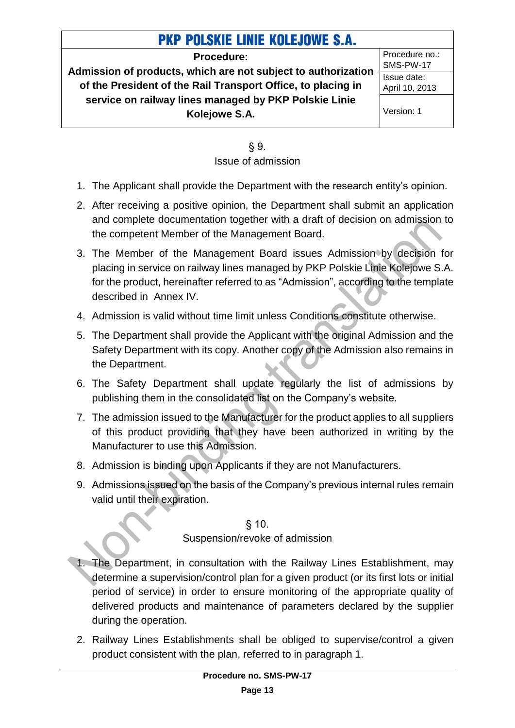§ 9.
Issue of admission

1. The Applicant shall provide the Department with the research entity's opinion.
2. After receiving a positive opinion, the Department shall submit an application and complete documentation together with a draft of decision on admission to the competent Member of the Management Board.
3. The Member of the Management Board issues Admission by decision for placing in service on railway lines managed by PKP Polskie Linie Kolejowe S.A. for the product, hereinafter referred to as "Admission", according to the template described in Annex IV.
4. Admission is valid without time limit unless Conditions constitute otherwise.
5. The Department shall provide the Applicant with the original Admission and the Safety Department with its copy. Another copy of the Admission also remains in the Department.
6. The Safety Department shall update regularly the list of admissions by publishing them in the consolidated list on the Company's website.
7. The admission issued to the Manufacturer for the product applies to all suppliers of this product providing that they have been authorized in writing by the Manufacturer to use this Admission.
8. Admission is binding upon Applicants if they are not Manufacturers.
9. Admissions issued on the basis of the Company's previous internal rules remain valid until their expiration.

§ 10.
Suspension/revoke of admission

1. The Department, in consultation with the Railway Lines Establishment, may determine a supervision/control plan for a given product (or its first lots or initial period of service) in order to ensure monitoring of the appropriate quality of delivered products and maintenance of parameters declared by the supplier during the operation.
2. Railway Lines Establishments shall be obliged to supervise/control a given product consistent with the plan, referred to in paragraph 1.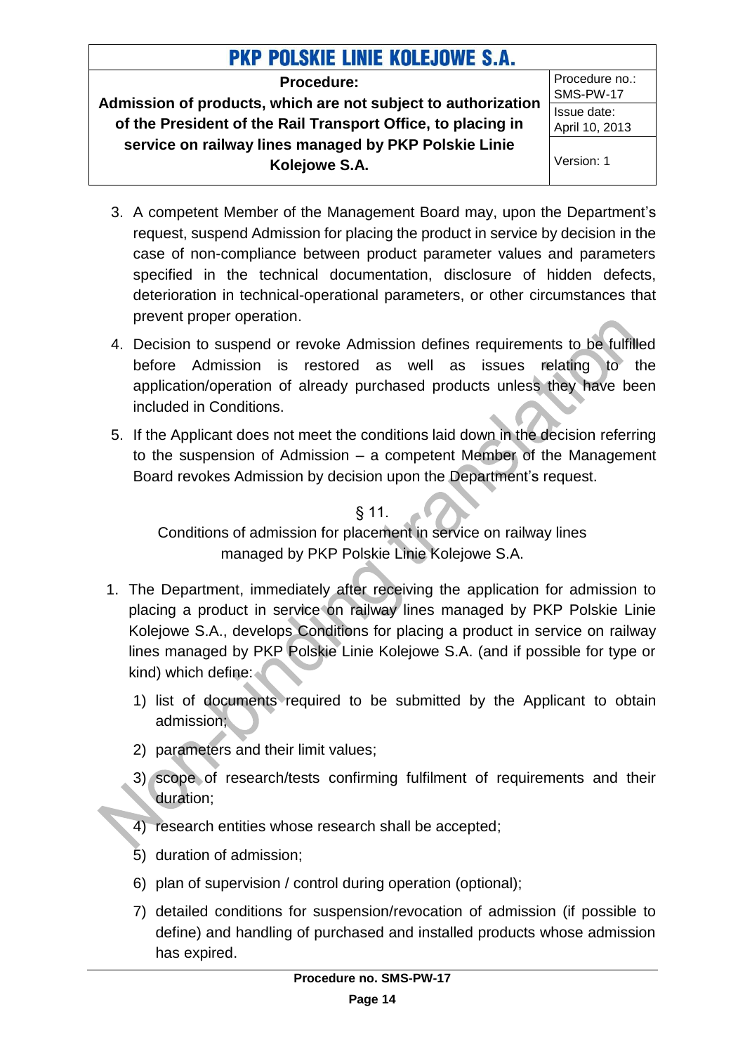3. A competent Member of the Management Board may, upon the Department's request, suspend Admission for placing the product in service by decision in the case of non-compliance between product parameter values and parameters specified in the technical documentation, disclosure of hidden defects, deterioration in technical-operational parameters, or other circumstances that prevent proper operation.
4. Decision to suspend or revoke Admission defines requirements to be fulfilled before Admission is restored as well as issues relating to the application/operation of already purchased products unless they have been included in Conditions.
5. If the Applicant does not meet the conditions laid down in the decision referring to the suspension of Admission – a competent Member of the Management Board revokes Admission by decision upon the Department's request.

## § 11.

## Conditions of admission for placement in service on railway lines managed by PKP Polskie Linie Kolejowe S.A.

1. The Department, immediately after receiving the application for admission to placing a product in service on railway lines managed by PKP Polskie Linie Kolejowe S.A., develops Conditions for placing a product in service on railway lines managed by PKP Polskie Linie Kolejowe S.A. (and if possible for type or kind) which define:
   1) list of documents required to be submitted by the Applicant to obtain admission;
   2) parameters and their limit values;
   3) scope of research/tests confirming fulfilment of requirements and their duration;
   4) research entities whose research shall be accepted;
   5) duration of admission;
   6) plan of supervision / control during operation (optional);
   7) detailed conditions for suspension/revocation of admission (if possible to define) and handling of purchased and installed products whose admission has expired.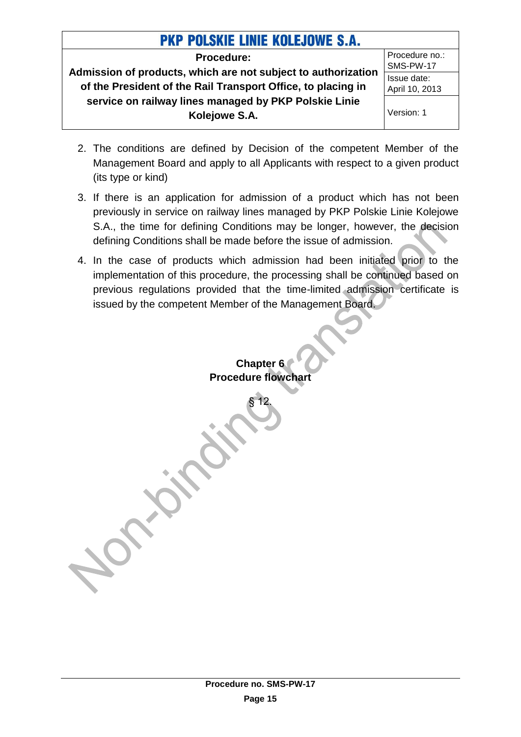2. The conditions are defined by Decision of the competent Member of the Management Board and apply to all Applicants with respect to a given product (its type or kind)
3. If there is an application for admission of a product which has not been previously in service on railway lines managed by PKP Polskie Linie Kolejowe S.A., the time for defining Conditions may be longer, however, the decision defining Conditions shall be made before the issue of admission.
4. In the case of products which admission had been initiated prior to the implementation of this procedure, the processing shall be continued based on previous regulations provided that the time-limited admission certificate is issued by the competent Member of the Management Board.

## Chapter 6
## Procedure flowchart

§ 12.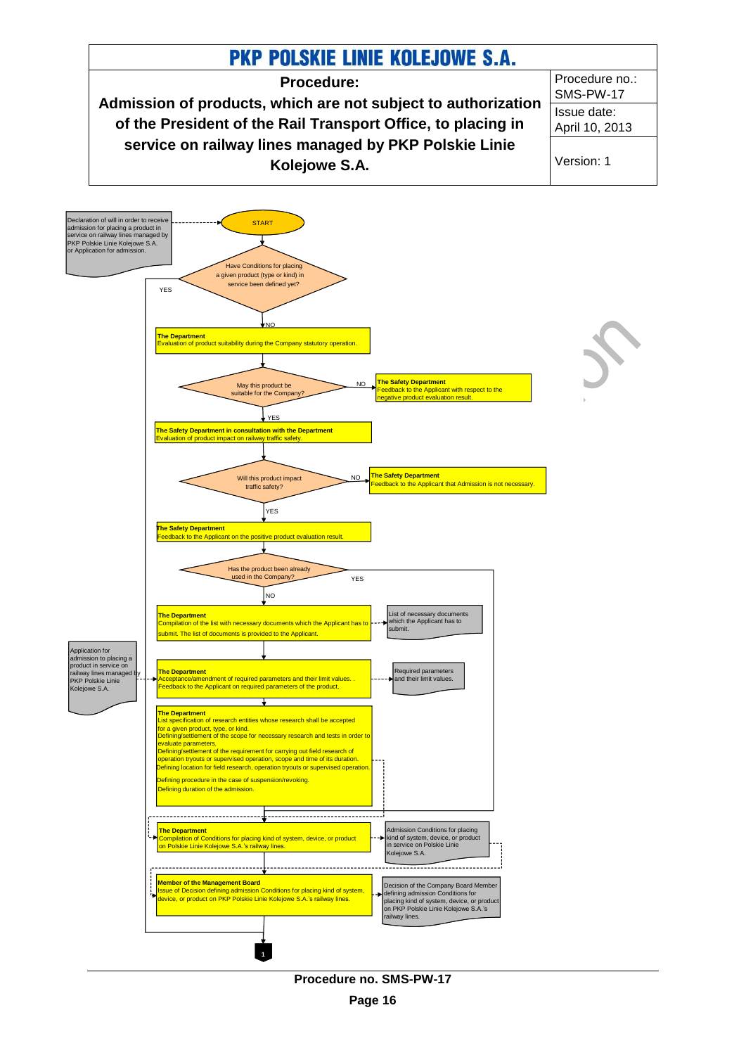| PKP POLSKIE LINIE KOLEJOWE S.A. | |
|---|---|
| **Procedure: Admission of products, which are not subject to authorization of the President of the Rail Transport Office, to placing in service on railway lines managed by PKP Polskie Linie Kolejowe S.A.** | Procedure no.: SMS-PW-17 |
| | Issue date: April 10, 2013 |
| | Version: 1 |

Declaration of will in order to receive admission for placing a product in service on railway lines managed by PKP Polskie Linie Kolejowe S.A. or Application for admission.

START

Have Conditions for placing a given product (type or kind) in service been defined yet?

YES

NO

**The Department**
Evaluation of product suitability during the Company statutory operation.

May this product be suitable for the Company?

NO

**The Safety Department**
Feedback to the Applicant with respect to the negative product evaluation result.

YES

**The Safety Department in consultation with the Department**
Evaluation of product impact on railway traffic safety.

Will this product impact traffic safety?

NO

**The Safety Department**
Feedback to the Applicant that Admission is not necessary.

YES

**The Safety Department**
Feedback to the Applicant on the positive product evaluation result.

Has the product been already used in the Company?

YES

NO

**The Department**
Compilation of the list with necessary documents which the Applicant has to submit. The list of documents is provided to the Applicant.

List of necessary documents which the Applicant has to submit.

Application for admission to placing a product in service on railway lines managed by PKP Polskie Linie Kolejowe S.A.

**The Department**
Acceptance/amendment of required parameters and their limit values. . Feedback to the Applicant on required parameters of the product.

Required parameters and their limit values.

**The Department**
List specification of research entities whose research shall be accepted for a given product, type, or kind.
Defining/settlement of the scope for necessary research and tests in order to evaluate parameters.
Defining/settlement of the requirement for carrying out field research of operation tryouts or supervised operation, scope and time of its duration.
Defining location for field research, operation tryouts or supervised operation.
Defining procedure in the case of suspension/revoking.
Defining duration of the admission.

**The Department**
Compilation of Conditions for placing kind of system, device, or product on Polskie Linie Kolejowe S.A.'s railway lines.

Admission Conditions for placing kind of system, device, or product in service on Polskie Linie Kolejowe S.A.

**Member of the Management Board**
Issue of Decision defining admission Conditions for placing kind of system, device, or product on PKP Polskie Linie Kolejowe S.A.'s railway lines.

Decision of the Company Board Member defining admission Conditions for placing kind of system, device, or product on PKP Polskie Linie Kolejowe S.A.'s railway lines.

1

Procedure no. SMS-PW-17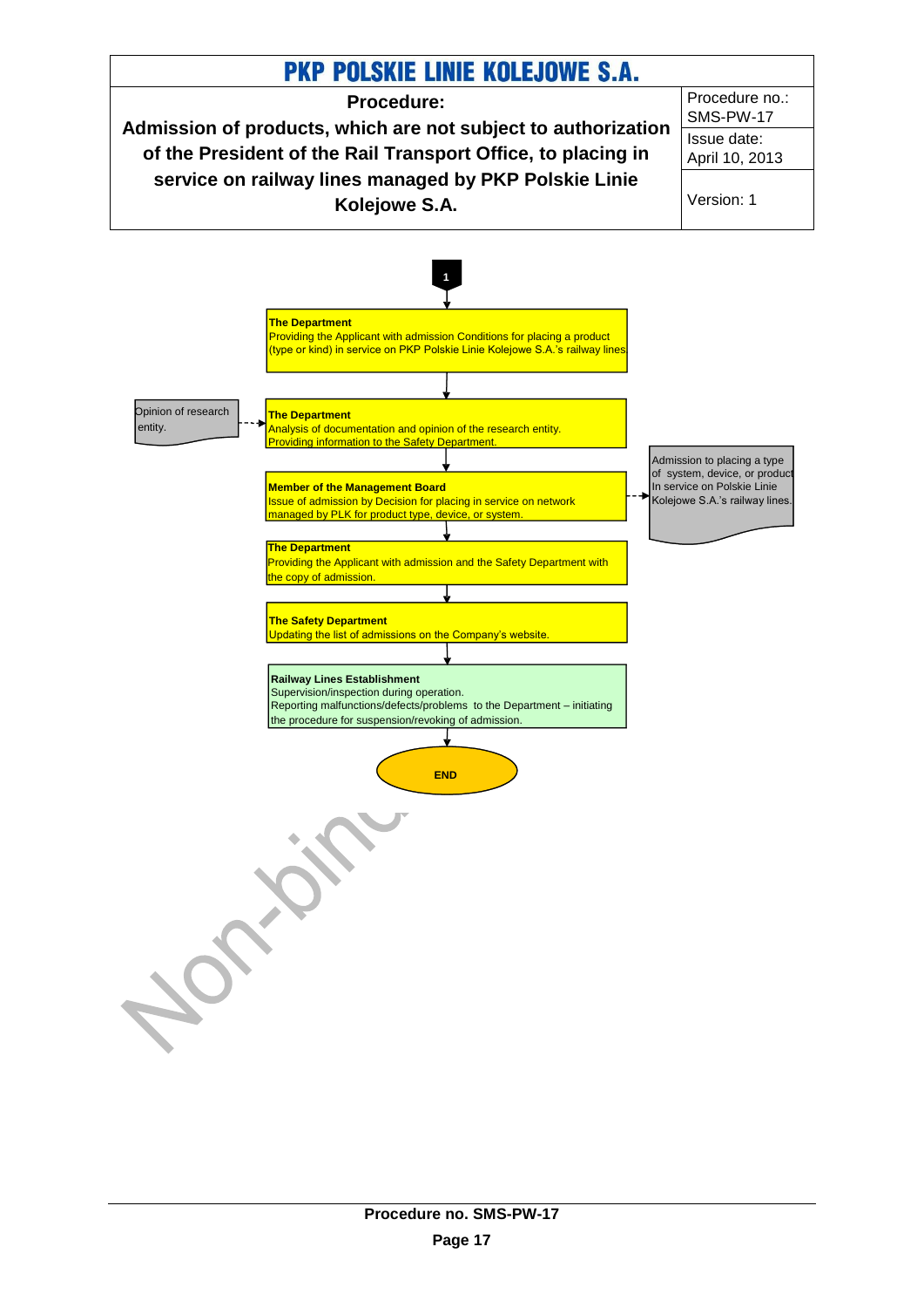| PKP POLSKIE LINIE KOLEJOWE S.A. | |
|---|---|
| **Procedure:** **Admission of products, which are not subject to authorization of the President of the Rail Transport Office, to placing in service on railway lines managed by PKP Polskie Linie Kolejowe S.A.** | Procedure no.: SMS-PW-17 |
| | Issue date: April 10, 2013 |
| | Version: 1 |

**1**

**The Department**
Providing the Applicant with admission Conditions for placing a product (type or kind) in service on PKP Polskie Linie Kolejowe S.A.'s railway lines

↓

Opinion of research entity. → 

**The Department**
Analysis of documentation and opinion of the research entity.
Providing information to the Safety Department.

↓

**Member of the Management Board**
Issue of admission by Decision for placing in service on network managed by PLK for product type, device, or system.

→ Admission to placing a type of system, device, or product In service on Polskie Linie Kolejowe S.A.'s railway lines.

↓

**The Department**
Providing the Applicant with admission and the Safety Department with the copy of admission.

↓

**The Safety Department**
Updating the list of admissions on the Company's website.

↓

**Railway Lines Establishment**
Supervision/inspection during operation.
Reporting malfunctions/defects/problems to the Department – initiating the procedure for suspension/revoking of admission.

↓

**END**

Non-binding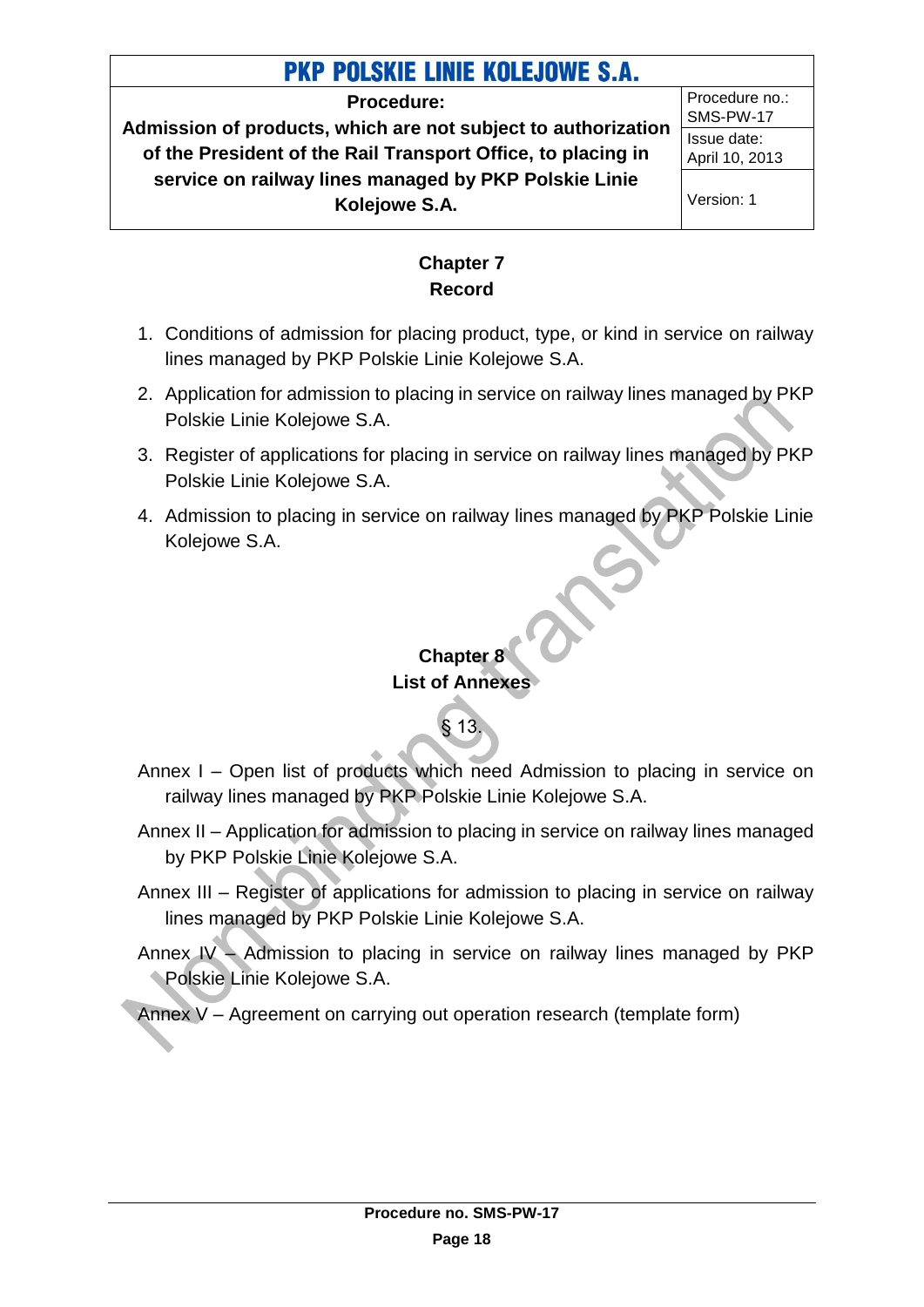## Chapter 7
## Record

1. Conditions of admission for placing product, type, or kind in service on railway lines managed by PKP Polskie Linie Kolejowe S.A.
2. Application for admission to placing in service on railway lines managed by PKP Polskie Linie Kolejowe S.A.
3. Register of applications for placing in service on railway lines managed by PKP Polskie Linie Kolejowe S.A.
4. Admission to placing in service on railway lines managed by PKP Polskie Linie Kolejowe S.A.

## Chapter 8
## List of Annexes

§ 13.

Annex I – Open list of products which need Admission to placing in service on railway lines managed by PKP Polskie Linie Kolejowe S.A.

Annex II – Application for admission to placing in service on railway lines managed by PKP Polskie Linie Kolejowe S.A.

Annex III – Register of applications for admission to placing in service on railway lines managed by PKP Polskie Linie Kolejowe S.A.

Annex IV – Admission to placing in service on railway lines managed by PKP Polskie Linie Kolejowe S.A.

Annex V – Agreement on carrying out operation research (template form)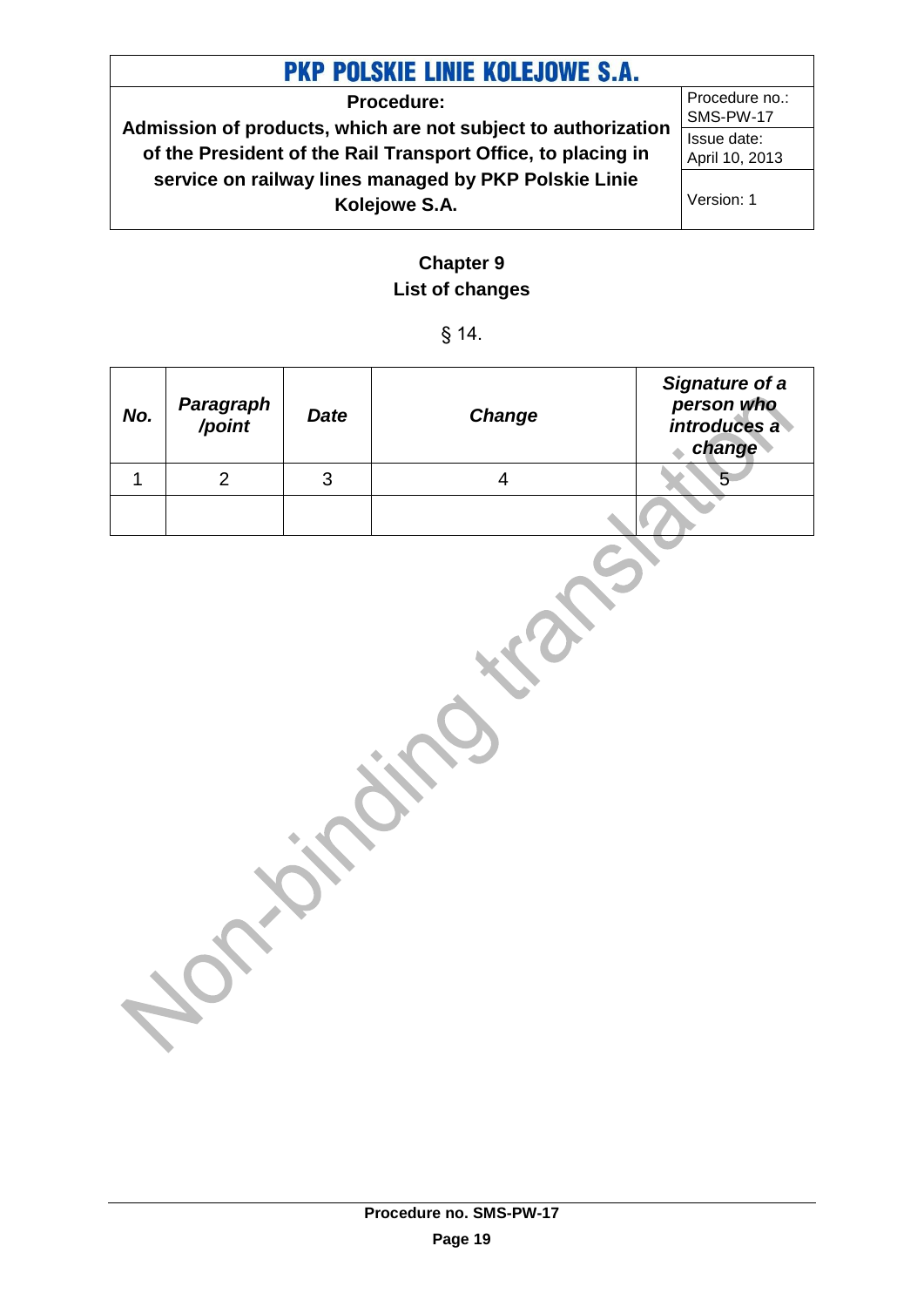## Chapter 9
## List of changes

§ 14.

| No. | Paragraph /point | Date | Change | Signature of a person who introduces a change |
|---|---|---|---|---|
| 1 | 2 | 3 | 4 | 5 |
| | | | | |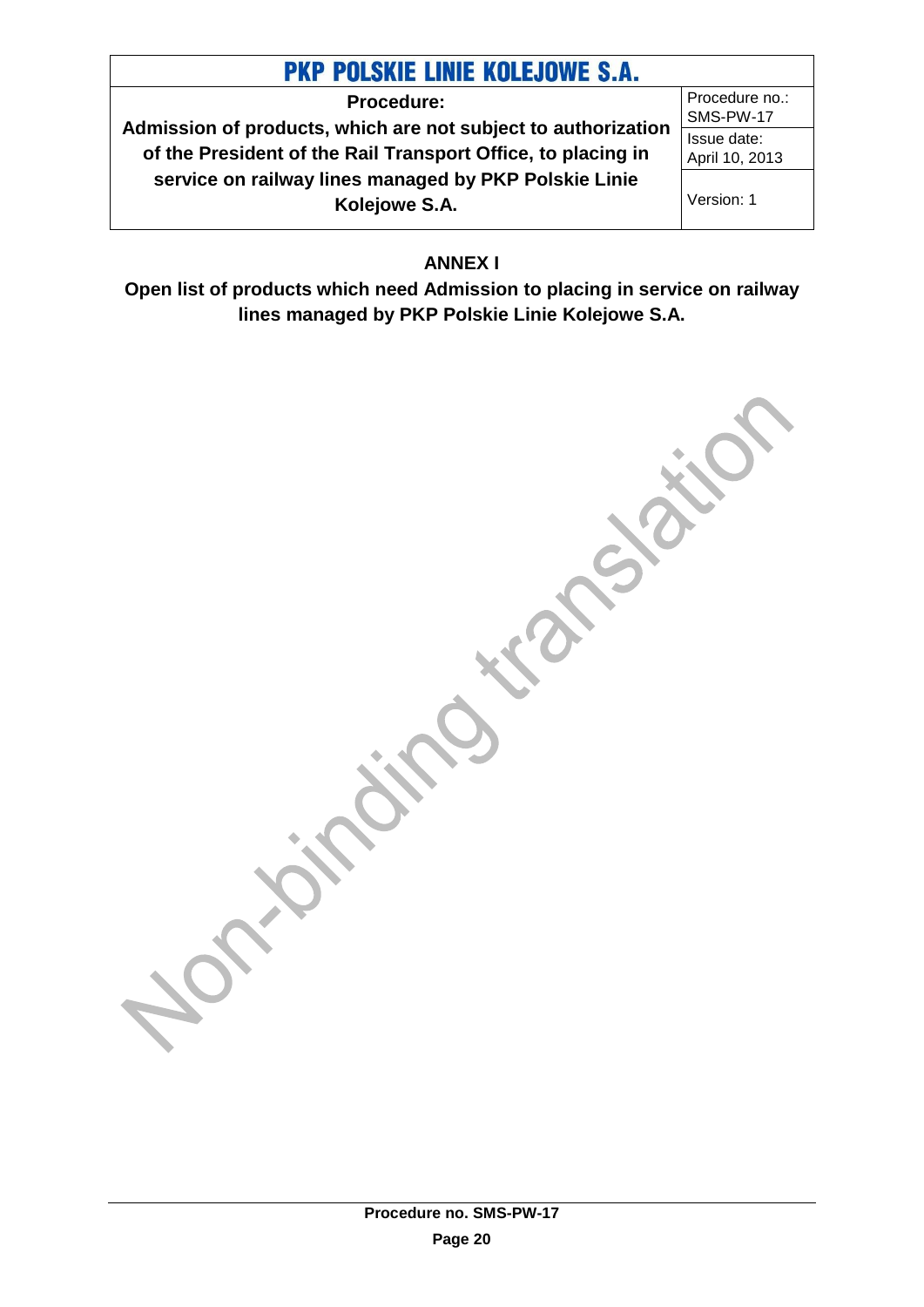## ANNEX I

**Open list of products which need Admission to placing in service on railway lines managed by PKP Polskie Linie Kolejowe S.A.**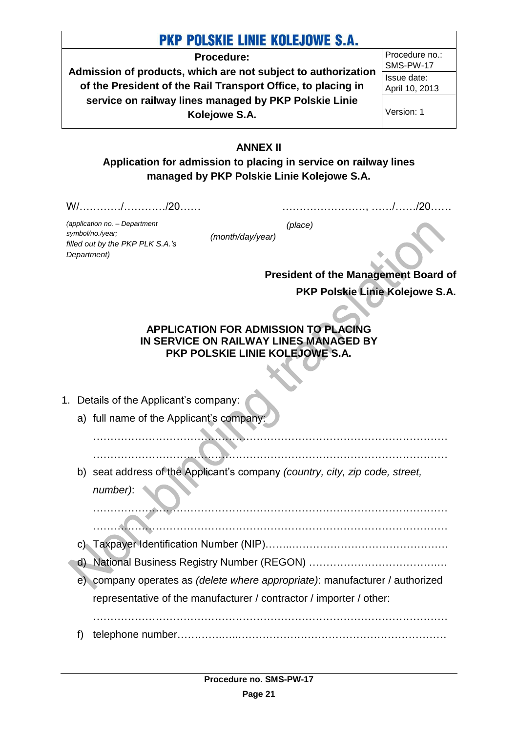## ANNEX II

**Application for admission to placing in service on railway lines managed by PKP Polskie Linie Kolejowe S.A.**

W/…………/…………/20……

*(application no. – Department symbol/no./year; filled out by the PKP PLK S.A.'s Department)*

……………………, ……/……/20……

*(place)* *(month/day/year)*

**President of the Management Board of**
**PKP Polskie Linie Kolejowe S.A.**

### APPLICATION FOR ADMISSION TO PLACING IN SERVICE ON RAILWAY LINES MANAGED BY PKP POLSKIE LINIE KOLEJOWE S.A.

1. Details of the Applicant's company:
   a) full name of the Applicant's company:

      ……………………………………………………………………………………

      ……………………………………………………………………………………

   b) seat address of the Applicant's company *(country, city, zip code, street, number)*:

      ……………………………………………………………………………………

      ……………………………………………………………………………………

   c) Taxpayer Identification Number (NIP)……..…………………………………………
   d) National Business Registry Number (REGON) ………………………………..…
   e) company operates as *(delete where appropriate)*: manufacturer / authorized representative of the manufacturer / contractor / importer / other:

      ……………………………………………………………………………………

   f) telephone number……………..……………………………………………………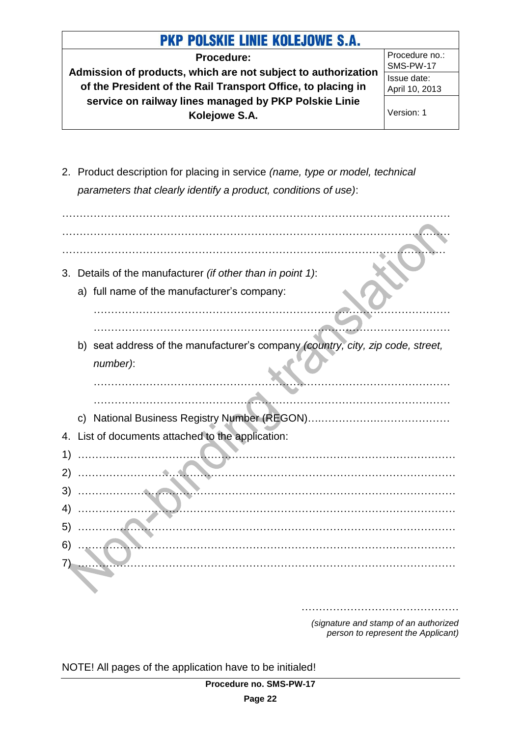2. Product description for placing in service *(name, type or model, technical parameters that clearly identify a product, conditions of use)*:

…………………………………………………………………………………………………
…………………………………………………………………………………………………
…………………………………………………………………………………………………

3. Details of the manufacturer *(if other than in point 1)*:

   a) full name of the manufacturer's company:

   ………………………………………………………………………………………
   ………………………………………………………………………………………

   b) seat address of the manufacturer's company *(country, city, zip code, street, number)*:

   ………………………………………………………………………………………
   ………………………………………………………………………………………

   c) National Business Registry Number (REGON)……………………………………

4. List of documents attached to the application:

1) ………………………………………………………………………………………
2) ………………………………………………………………………………………
3) ………………………………………………………………………………………
4) ………………………………………………………………………………………
5) ………………………………………………………………………………………
6) ………………………………………………………………………………………
7) ………………………………………………………………………………………

………………………………………
*(signature and stamp of an authorized person to represent the Applicant)*

NOTE! All pages of the application have to be initialed!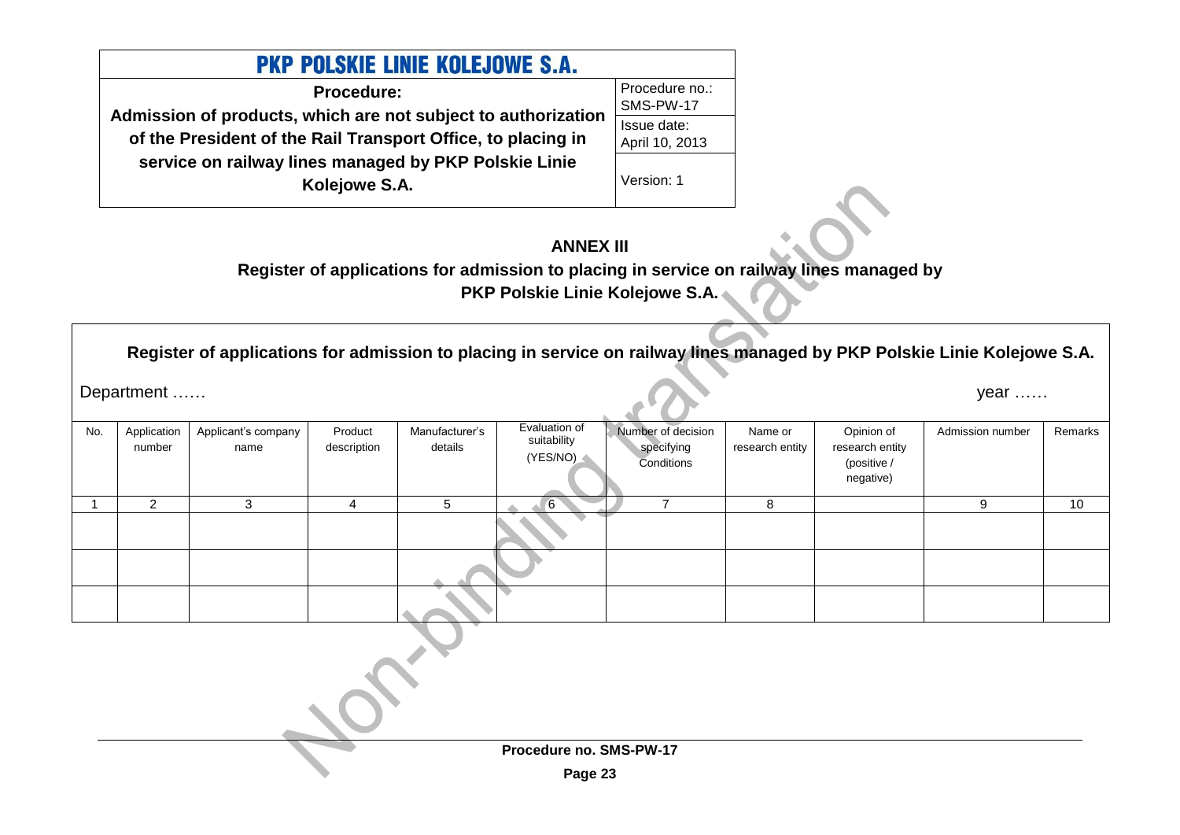| PKP POLSKIE LINIE KOLEJOWE S.A. | |
|---|---|
| **Procedure:** **Admission of products, which are not subject to authorization of the President of the Rail Transport Office, to placing in service on railway lines managed by PKP Polskie Linie Kolejowe S.A.** | Procedure no.: SMS-PW-17 |
| | Issue date: April 10, 2013 |
| | Version: 1 |

## ANNEX III

## Register of applications for admission to placing in service on railway lines managed by PKP Polskie Linie Kolejowe S.A.

**Register of applications for admission to placing in service on railway lines managed by PKP Polskie Linie Kolejowe S.A.**

Department ……

year ……

| No. | Application number | Applicant's company name | Product description | Manufacturer's details | Evaluation of suitability (YES/NO) | Number of decision specifying Conditions | Name or research entity | Opinion of research entity (positive / negative) | Admission number | Remarks |
|---|---|---|---|---|---|---|---|---|---|---|
| 1 | 2 | 3 | 4 | 5 | 6 | 7 | 8 | | 9 | 10 |
| | | | | | | | | | | |
| | | | | | | | | | | |
| | | | | | | | | | | |

Non-binding translation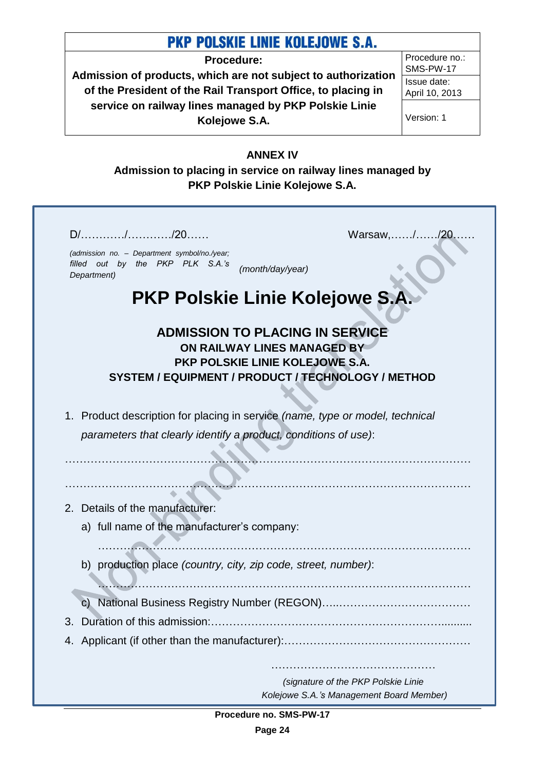## ANNEX IV

**Admission to placing in service on railway lines managed by PKP Polskie Linie Kolejowe S.A.**

D/…………/…………/20……  Warsaw,……/……/20……

*(admission no. – Department symbol/no./year; filled out by the PKP PLK S.A.'s Department)*  *(month/day/year)*

# PKP Polskie Linie Kolejowe S.A.

**ADMISSION TO PLACING IN SERVICE**
**ON RAILWAY LINES MANAGED BY**
**PKP POLSKIE LINIE KOLEJOWE S.A.**
**SYSTEM / EQUIPMENT / PRODUCT / TECHNOLOGY / METHOD**

1. Product description for placing in service *(name, type or model, technical parameters that clearly identify a product, conditions of use)*:

………………………………………………………………………………………………

………………………………………………………………………………………………

2. Details of the manufacturer:
   a) full name of the manufacturer's company:
   ………………………………………………………………………………………
   b) production place *(country, city, zip code, street, number)*:
   ………………………………………………………………………………………
   c) National Business Registry Number (REGON)…..………………………………
3. Duration of this admission:…………………………………………………………..........
4. Applicant (if other than the manufacturer):……………………………………………

………………………………………

*(signature of the PKP Polskie Linie Kolejowe S.A.'s Management Board Member)*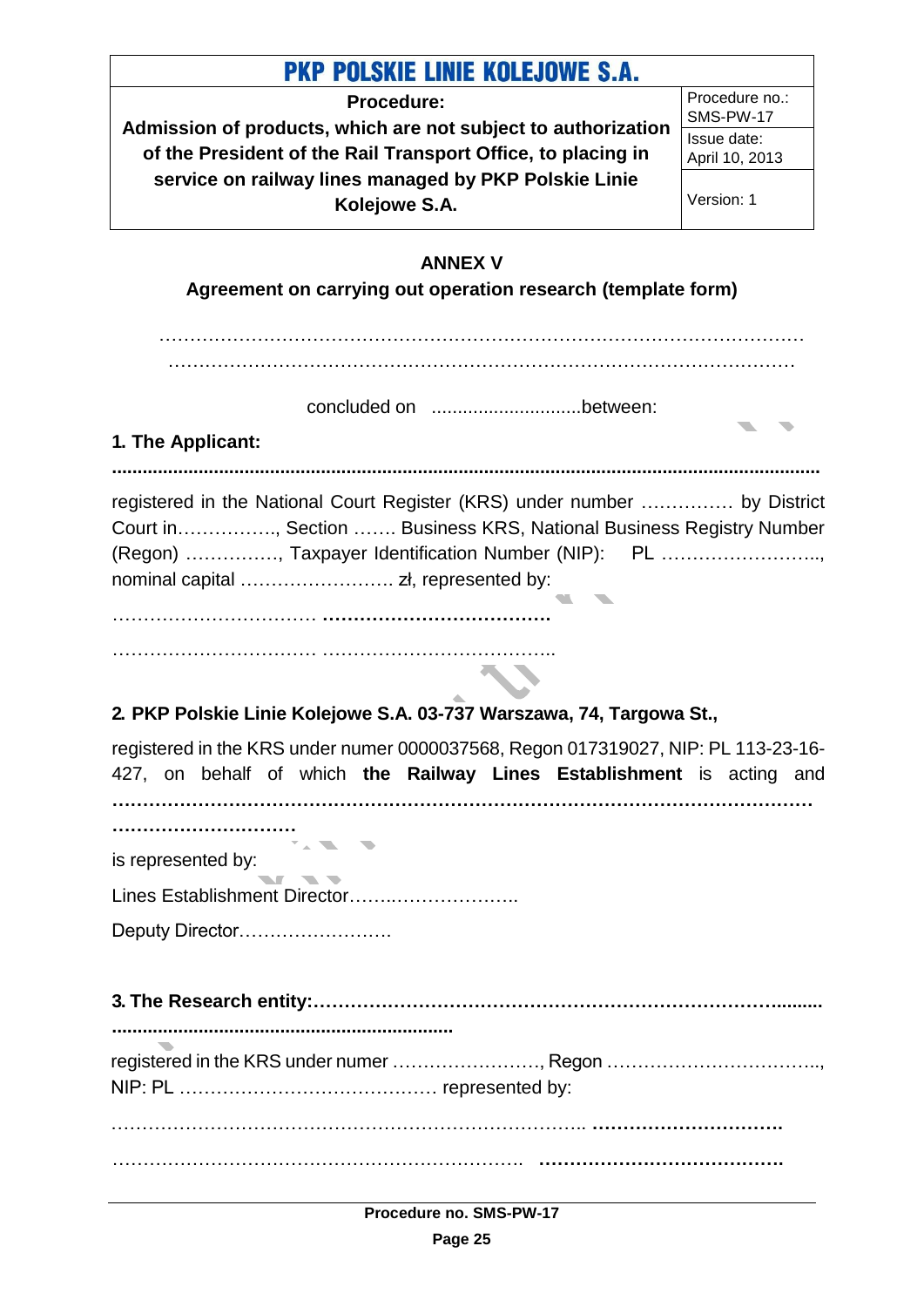## ANNEX V

### Agreement on carrying out operation research (template form)

…………………………………………………………………………………………………
………………………………………………………………………………………………

concluded on ............................between:

**1. The Applicant:**

**.........................................................................................................................................**

registered in the National Court Register (KRS) under number …………… by District Court in……………., Section ……. Business KRS, National Business Registry Number (Regon) ……………, Taxpayer Identification Number (NIP): PL …………………….., nominal capital ……………………. zł, represented by:

…………………………… **……………………………….**

…………………………… ………………………………..

**2. PKP Polskie Linie Kolejowe S.A. 03-737 Warszawa, 74, Targowa St.,**

registered in the KRS under numer 0000037568, Regon 017319027, NIP: PL 113-23-16-427, on behalf of which **the Railway Lines Establishment** is acting and **…………………………………………………………………………………………………… …………………………**

is represented by:

Lines Establishment Director……..………………..

Deputy Director…………………….

**3. The Research entity:…………………………………………………………………......... ....................................................................**

registered in the KRS under numer ……………………, Regon …………………………….., NIP: PL …………………………………… represented by:

……………………………………………………………….. **…………………………..**

………………………………………………………. **…………………………………..**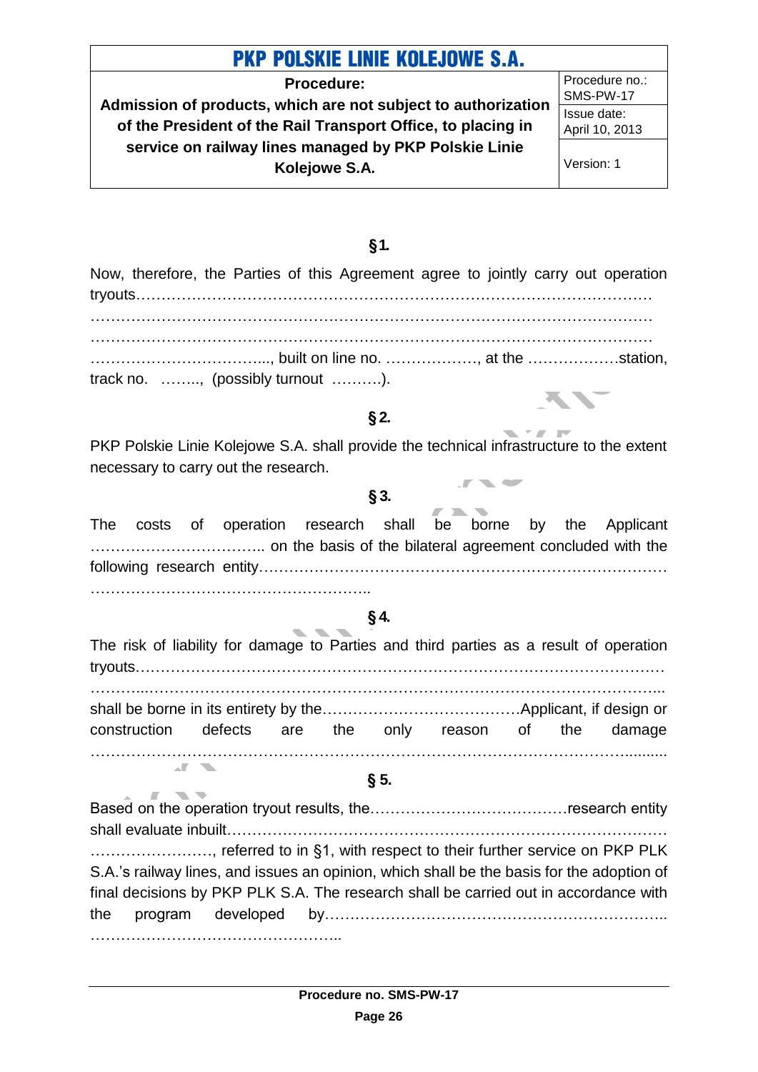## §1.

Now, therefore, the Parties of this Agreement agree to jointly carry out operation tryouts…………………………………………………………………………………………
……………………………………………………………………………………………
……………………………………………………………………………………………
……………………………..., built on line no. ………………, at the ………………station, track no. …….., (possibly turnout ……….).

## §2.

PKP Polskie Linie Kolejowe S.A. shall provide the technical infrastructure to the extent necessary to carry out the research.

## §3.

The costs of operation research shall be borne by the Applicant …………………………….. on the basis of the bilateral agreement concluded with the following research entity……………………………………………………………………… ………………………………………………..

## §4.

The risk of liability for damage to Parties and third parties as a result of operation tryouts……………………………………………………………………………………………
………..…………………………………………………………………………………………... shall be borne in its entirety by the…………………………………Applicant, if design or construction defects are the only reason of the damage …………………………………………………………………………………………….........

## § 5.

Based on the operation tryout results, the…………………………………research entity shall evaluate inbuilt…………………………………………………………………………… ……………………, referred to in §1, with respect to their further service on PKP PLK S.A.'s railway lines, and issues an opinion, which shall be the basis for the adoption of final decisions by PKP PLK S.A. The research shall be carried out in accordance with the program developed by…………………………………………………………. …………………………………………..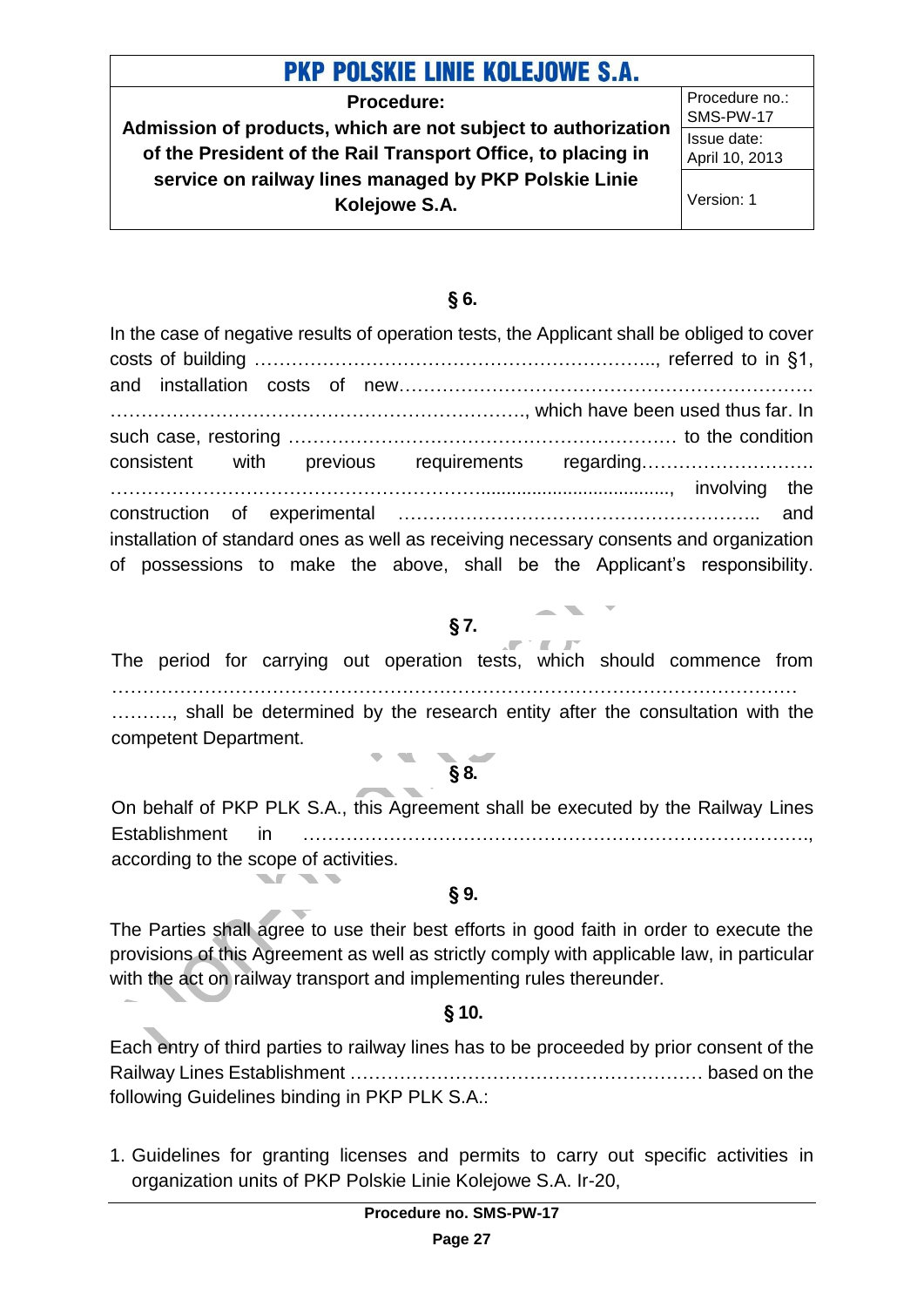**§ 6.**

In the case of negative results of operation tests, the Applicant shall be obliged to cover costs of building ………………………………………………………., referred to in §1, and installation costs of new………………………………………………………… …………………………………………………………, which have been used thus far. In such case, restoring …………………………………………………… to the condition consistent with previous requirements regarding………………………. ……………………………………………….......................................,  involving the construction of experimental ………………………………………………….. and installation of standard ones as well as receiving necessary consents and organization of possessions to make the above, shall be the Applicant's responsibility.

**§ 7.**

The period for carrying out operation tests, which should commence from …………………………………………………………………………………………………… ………., shall be determined by the research entity after the consultation with the competent Department.

**§ 8.**

On behalf of PKP PLK S.A., this Agreement shall be executed by the Railway Lines Establishment in ………………………………………………………………………., according to the scope of activities.

**§ 9.**

The Parties shall agree to use their best efforts in good faith in order to execute the provisions of this Agreement as well as strictly comply with applicable law, in particular with the act on railway transport and implementing rules thereunder.

**§ 10.**

Each entry of third parties to railway lines has to be proceeded by prior consent of the Railway Lines Establishment ………………………………………………… based on the following Guidelines binding in PKP PLK S.A.:

1. Guidelines for granting licenses and permits to carry out specific activities in organization units of PKP Polskie Linie Kolejowe S.A. Ir-20,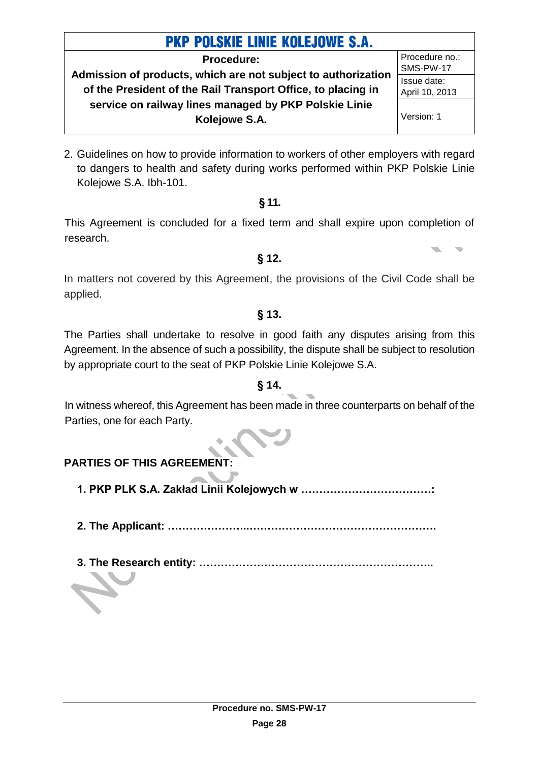2. Guidelines on how to provide information to workers of other employers with regard to dangers to health and safety during works performed within PKP Polskie Linie Kolejowe S.A. Ibh-101.

**§ 11.**

This Agreement is concluded for a fixed term and shall expire upon completion of research.

**§ 12.**

In matters not covered by this Agreement, the provisions of the Civil Code shall be applied.

**§ 13.**

The Parties shall undertake to resolve in good faith any disputes arising from this Agreement. In the absence of such a possibility, the dispute shall be subject to resolution by appropriate court to the seat of PKP Polskie Linie Kolejowe S.A.

**§ 14.**

In witness whereof, this Agreement has been made in three counterparts on behalf of the Parties, one for each Party.

**PARTIES OF THIS AGREEMENT:**

1. **PKP PLK S.A. Zakład Linii Kolejowych w ………………………………:**

2. **The Applicant: …………………..……………………………………………….**

3. **The Research entity: ………………………………………………………..**